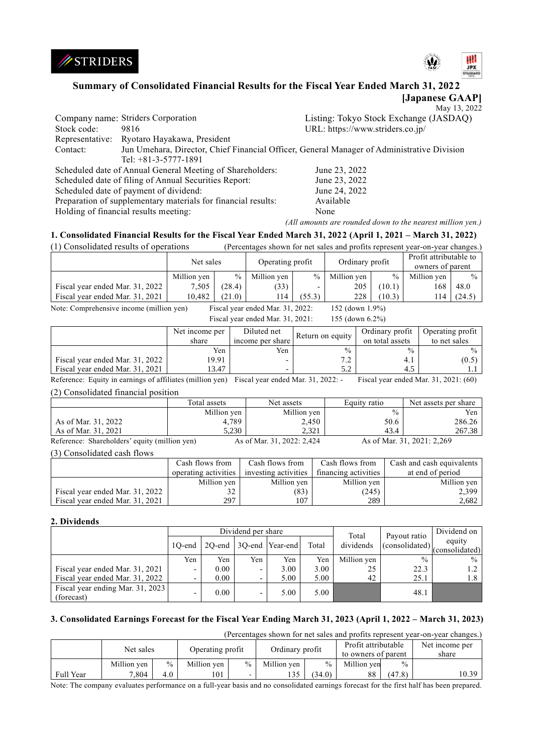# Summary of Consolidated Financial Results for the Fiscal Year Ended March 31, 2022

**[Japanese GAAP]**

May 13, 2022

| | | |
|---|---|---|
| Company name: | Striders Corporation | Listing: Tokyo Stock Exchange (JASDAQ) |
| Stock code: | 9816 | URL: https://www.striders.co.jp/ |
| Representative: | Ryotaro Hayakawa, President | |
| Contact: | Jun Umehara, Director, Chief Financial Officer, General Manager of Administrative Division<br>Tel: +81-3-5777-1891 | |

| | |
|---|---|
| Scheduled date of Annual General Meeting of Shareholders: | June 23, 2022 |
| Scheduled date of filing of Annual Securities Report: | June 23, 2022 |
| Scheduled date of payment of dividend: | June 24, 2022 |
| Preparation of supplementary materials for financial results: | Available |
| Holding of financial results meeting: | None |

*(All amounts are rounded down to the nearest million yen.)*

## 1. Consolidated Financial Results for the Fiscal Year Ended March 31, 2022 (April 1, 2021 – March 31, 2022)

(1) Consolidated results of operations (Percentages shown for net sales and profits represent year-on-year changes.)

| | Net sales | | Operating profit | | Ordinary profit | | Profit attributable to owners of parent | |
|---|---|---|---|---|---|---|---|---|
| | Million yen | % | Million yen | % | Million yen | % | Million yen | % |
| Fiscal year ended Mar. 31, 2022 | 7,505 | (28.4) | (33) | - | 205 | (10.1) | 168 | 48.0 |
| Fiscal year ended Mar. 31, 2021 | 10,482 | (21.0) | 114 | (55.3) | 228 | (10.3) | 114 | (24.5) |

Note: Comprehensive income (million yen) Fiscal year ended Mar. 31, 2022: 152 (down 1.9%)
Fiscal year ended Mar. 31, 2021: 155 (down 6.2%)

| | Net income per share | Diluted net income per share | Return on equity | Ordinary profit on total assets | Operating profit to net sales |
|---|---|---|---|---|---|
| | Yen | Yen | % | % | % |
| Fiscal year ended Mar. 31, 2022 | 19.91 | - | 7.2 | 4.1 | (0.5) |
| Fiscal year ended Mar. 31, 2021 | 13.47 | - | 5.2 | 4.5 | 1.1 |

Reference: Equity in earnings of affiliates (million yen) Fiscal year ended Mar. 31, 2022: - Fiscal year ended Mar. 31, 2021: (60)

(2) Consolidated financial position

| | Total assets | Net assets | Equity ratio | Net assets per share |
|---|---|---|---|---|
| | Million yen | Million yen | % | Yen |
| As of Mar. 31, 2022 | 4,789 | 2,450 | 50.6 | 286.26 |
| As of Mar. 31, 2021 | 5,230 | 2,321 | 43.4 | 267.38 |

Reference: Shareholders' equity (million yen) As of Mar. 31, 2022: 2,424 As of Mar. 31, 2021: 2,269

(3) Consolidated cash flows

| | Cash flows from operating activities | Cash flows from investing activities | Cash flows from financing activities | Cash and cash equivalents at end of period |
|---|---|---|---|---|
| | Million yen | Million yen | Million yen | Million yen |
| Fiscal year ended Mar. 31, 2022 | 32 | (83) | (245) | 2,399 |
| Fiscal year ended Mar. 31, 2021 | 297 | 107 | 289 | 2,682 |

## 2. Dividends

| | Dividend per share | | | | | Total dividends | Payout ratio (consolidated) | Dividend on equity (consolidated) |
|---|---|---|---|---|---|---|---|---|
| | 1Q-end | 2Q-end | 3Q-end | Year-end | Total | | | |
| | Yen | Yen | Yen | Yen | Yen | Million yen | % | % |
| Fiscal year ended Mar. 31, 2021 | - | 0.00 | - | 3.00 | 3.00 | 25 | 22.3 | 1.2 |
| Fiscal year ended Mar. 31, 2022 | - | 0.00 | - | 5.00 | 5.00 | 42 | 25.1 | 1.8 |
| Fiscal year ending Mar. 31, 2023 (forecast) | - | 0.00 | - | 5.00 | 5.00 | | 48.1 | |

## 3. Consolidated Earnings Forecast for the Fiscal Year Ending March 31, 2023 (April 1, 2022 – March 31, 2023)

(Percentages shown for net sales and profits represent year-on-year changes.)

| | Net sales | | Operating profit | | Ordinary profit | | Profit attributable to owners of parent | | Net income per share |
|---|---|---|---|---|---|---|---|---|---|
| | Million yen | % | Million yen | % | Million yen | % | Million yen | % | |
| Full Year | 7,804 | 4.0 | 101 | - | 135 | (34.0) | 88 | (47.8) | 10.39 |

Note: The company evaluates performance on a full-year basis and no consolidated earnings forecast for the first half has been prepared.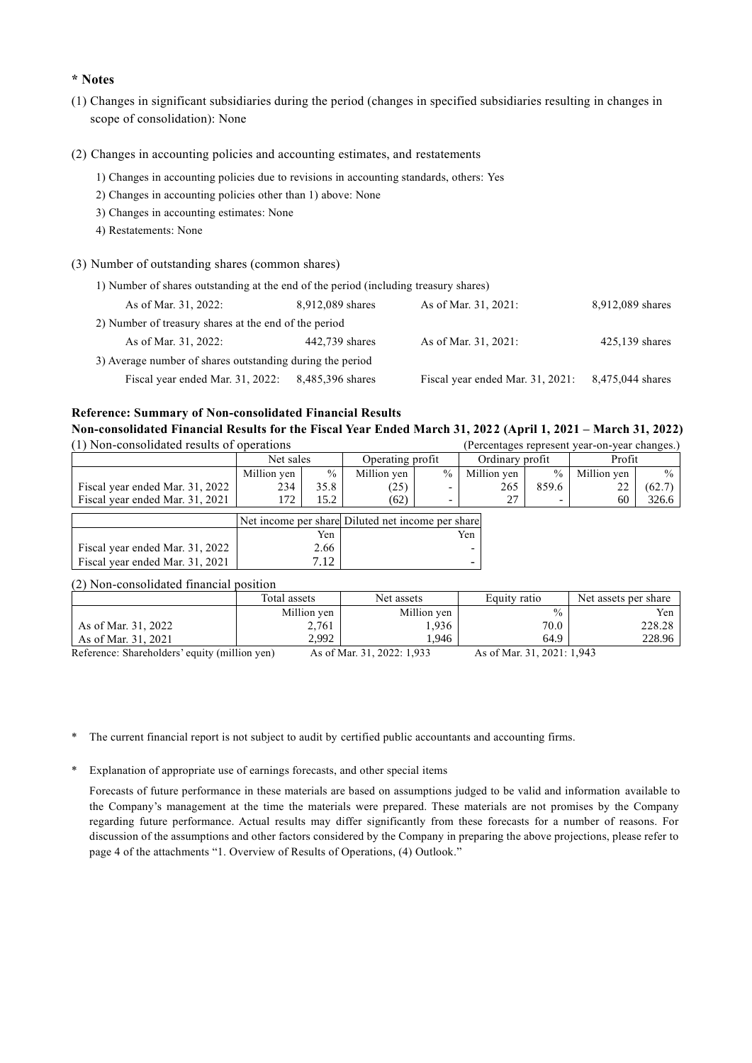**\* Notes**

(1) Changes in significant subsidiaries during the period (changes in specified subsidiaries resulting in changes in scope of consolidation): None

(2) Changes in accounting policies and accounting estimates, and restatements

1) Changes in accounting policies due to revisions in accounting standards, others: Yes

2) Changes in accounting policies other than 1) above: None

3) Changes in accounting estimates: None

4) Restatements: None

(3) Number of outstanding shares (common shares)

1) Number of shares outstanding at the end of the period (including treasury shares)

| As of Mar. 31, 2022: | 8,912,089 shares | As of Mar. 31, 2021: | 8,912,089 shares |
|---|---|---|---|

2) Number of treasury shares at the end of the period

| As of Mar. 31, 2022: | 442,739 shares | As of Mar. 31, 2021: | 425,139 shares |
|---|---|---|---|

3) Average number of shares outstanding during the period

| Fiscal year ended Mar. 31, 2022: | 8,485,396 shares | Fiscal year ended Mar. 31, 2021: | 8,475,044 shares |
|---|---|---|---|

**Reference: Summary of Non-consolidated Financial Results**

**Non-consolidated Financial Results for the Fiscal Year Ended March 31, 2022 (April 1, 2021 – March 31, 2022)**

(1) Non-consolidated results of operations (Percentages represent year-on-year changes.)

| | Net sales | | Operating profit | | Ordinary profit | | Profit | |
|---|---|---|---|---|---|---|---|---|
| | Million yen | % | Million yen | % | Million yen | % | Million yen | % |
| Fiscal year ended Mar. 31, 2022 | 234 | 35.8 | (25) | - | 265 | 859.6 | 22 | (62.7) |
| Fiscal year ended Mar. 31, 2021 | 172 | 15.2 | (62) | - | 27 | - | 60 | 326.6 |

| | Net income per share | Diluted net income per share |
|---|---|---|
| | Yen | Yen |
| Fiscal year ended Mar. 31, 2022 | 2.66 | - |
| Fiscal year ended Mar. 31, 2021 | 7.12 | - |

(2) Non-consolidated financial position

| | Total assets | Net assets | Equity ratio | Net assets per share |
|---|---|---|---|---|
| | Million yen | Million yen | % | Yen |
| As of Mar. 31, 2022 | 2,761 | 1,936 | 70.0 | 228.28 |
| As of Mar. 31, 2021 | 2,992 | 1,946 | 64.9 | 228.96 |

Reference: Shareholders' equity (million yen) As of Mar. 31, 2022: 1,933 As of Mar. 31, 2021: 1,943

\* The current financial report is not subject to audit by certified public accountants and accounting firms.

\* Explanation of appropriate use of earnings forecasts, and other special items

Forecasts of future performance in these materials are based on assumptions judged to be valid and information available to the Company's management at the time the materials were prepared. These materials are not promises by the Company regarding future performance. Actual results may differ significantly from these forecasts for a number of reasons. For discussion of the assumptions and other factors considered by the Company in preparing the above projections, please refer to page 4 of the attachments "1. Overview of Results of Operations, (4) Outlook."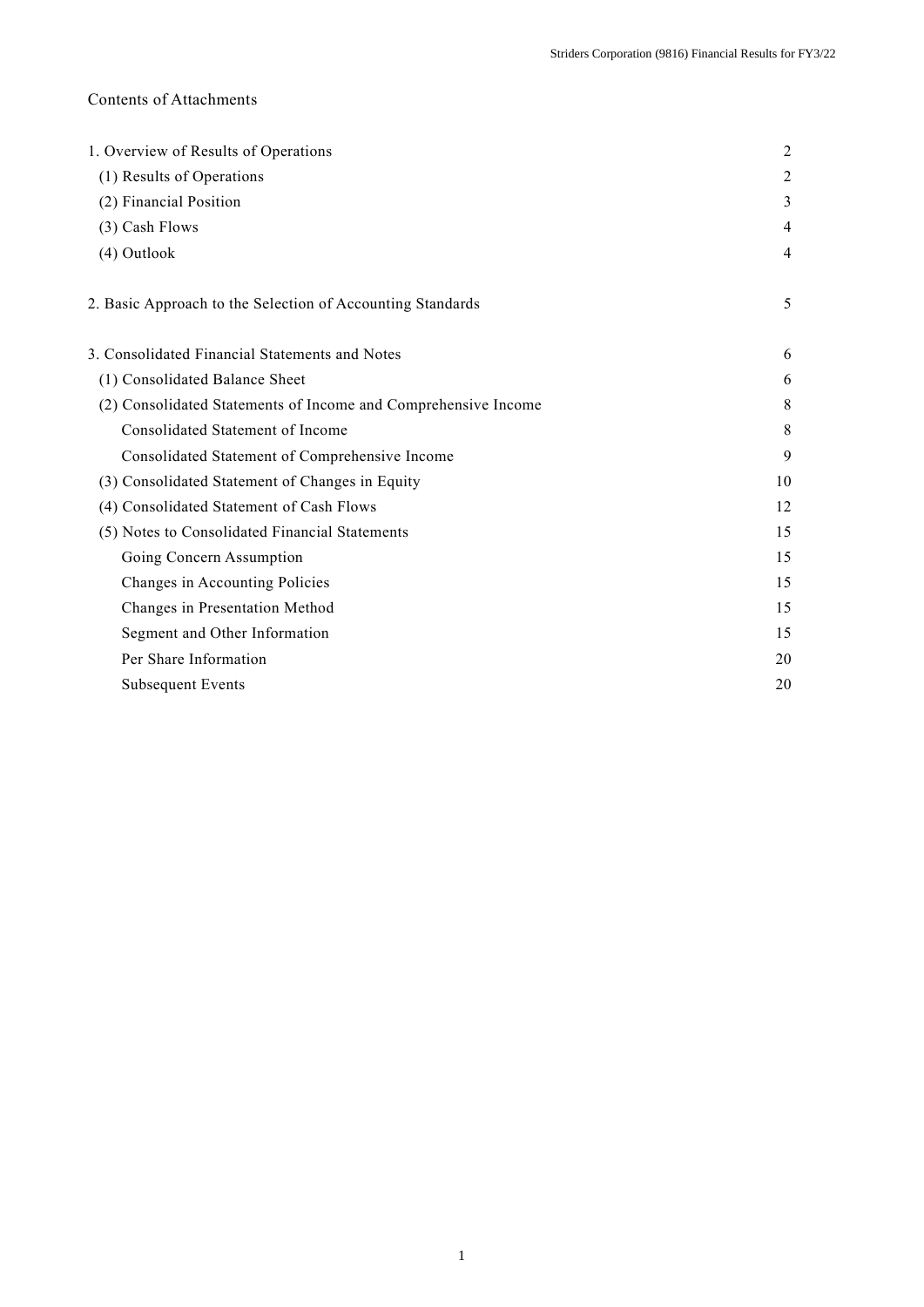# Contents of Attachments

| | |
|---|---|
| 1. Overview of Results of Operations | 2 |
| (1) Results of Operations | 2 |
| (2) Financial Position | 3 |
| (3) Cash Flows | 4 |
| (4) Outlook | 4 |
| 2. Basic Approach to the Selection of Accounting Standards | 5 |
| 3. Consolidated Financial Statements and Notes | 6 |
| (1) Consolidated Balance Sheet | 6 |
| (2) Consolidated Statements of Income and Comprehensive Income | 8 |
| Consolidated Statement of Income | 8 |
| Consolidated Statement of Comprehensive Income | 9 |
| (3) Consolidated Statement of Changes in Equity | 10 |
| (4) Consolidated Statement of Cash Flows | 12 |
| (5) Notes to Consolidated Financial Statements | 15 |
| Going Concern Assumption | 15 |
| Changes in Accounting Policies | 15 |
| Changes in Presentation Method | 15 |
| Segment and Other Information | 15 |
| Per Share Information | 20 |
| Subsequent Events | 20 |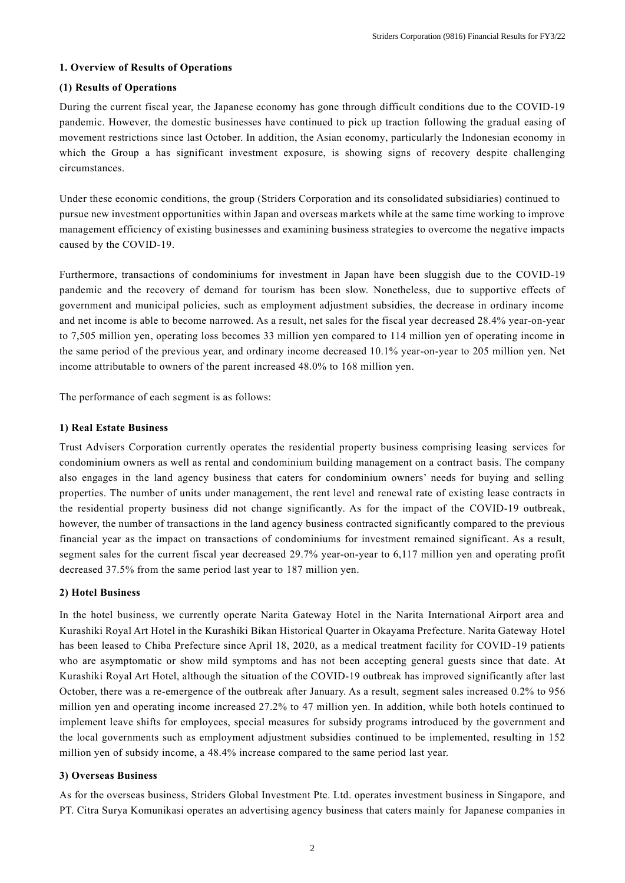## 1. Overview of Results of Operations

### (1) Results of Operations

During the current fiscal year, the Japanese economy has gone through difficult conditions due to the COVID-19 pandemic. However, the domestic businesses have continued to pick up traction following the gradual easing of movement restrictions since last October. In addition, the Asian economy, particularly the Indonesian economy in which the Group a has significant investment exposure, is showing signs of recovery despite challenging circumstances.

Under these economic conditions, the group (Striders Corporation and its consolidated subsidiaries) continued to pursue new investment opportunities within Japan and overseas markets while at the same time working to improve management efficiency of existing businesses and examining business strategies to overcome the negative impacts caused by the COVID-19.

Furthermore, transactions of condominiums for investment in Japan have been sluggish due to the COVID-19 pandemic and the recovery of demand for tourism has been slow. Nonetheless, due to supportive effects of government and municipal policies, such as employment adjustment subsidies, the decrease in ordinary income and net income is able to become narrowed. As a result, net sales for the fiscal year decreased 28.4% year-on-year to 7,505 million yen, operating loss becomes 33 million yen compared to 114 million yen of operating income in the same period of the previous year, and ordinary income decreased 10.1% year-on-year to 205 million yen. Net income attributable to owners of the parent increased 48.0% to 168 million yen.

The performance of each segment is as follows:

#### 1) Real Estate Business

Trust Advisers Corporation currently operates the residential property business comprising leasing services for condominium owners as well as rental and condominium building management on a contract basis. The company also engages in the land agency business that caters for condominium owners' needs for buying and selling properties. The number of units under management, the rent level and renewal rate of existing lease contracts in the residential property business did not change significantly. As for the impact of the COVID-19 outbreak, however, the number of transactions in the land agency business contracted significantly compared to the previous financial year as the impact on transactions of condominiums for investment remained significant. As a result, segment sales for the current fiscal year decreased 29.7% year-on-year to 6,117 million yen and operating profit decreased 37.5% from the same period last year to 187 million yen.

#### 2) Hotel Business

In the hotel business, we currently operate Narita Gateway Hotel in the Narita International Airport area and Kurashiki Royal Art Hotel in the Kurashiki Bikan Historical Quarter in Okayama Prefecture. Narita Gateway Hotel has been leased to Chiba Prefecture since April 18, 2020, as a medical treatment facility for COVID-19 patients who are asymptomatic or show mild symptoms and has not been accepting general guests since that date. At Kurashiki Royal Art Hotel, although the situation of the COVID-19 outbreak has improved significantly after last October, there was a re-emergence of the outbreak after January. As a result, segment sales increased 0.2% to 956 million yen and operating income increased 27.2% to 47 million yen. In addition, while both hotels continued to implement leave shifts for employees, special measures for subsidy programs introduced by the government and the local governments such as employment adjustment subsidies continued to be implemented, resulting in 152 million yen of subsidy income, a 48.4% increase compared to the same period last year.

#### 3) Overseas Business

As for the overseas business, Striders Global Investment Pte. Ltd. operates investment business in Singapore, and PT. Citra Surya Komunikasi operates an advertising agency business that caters mainly for Japanese companies in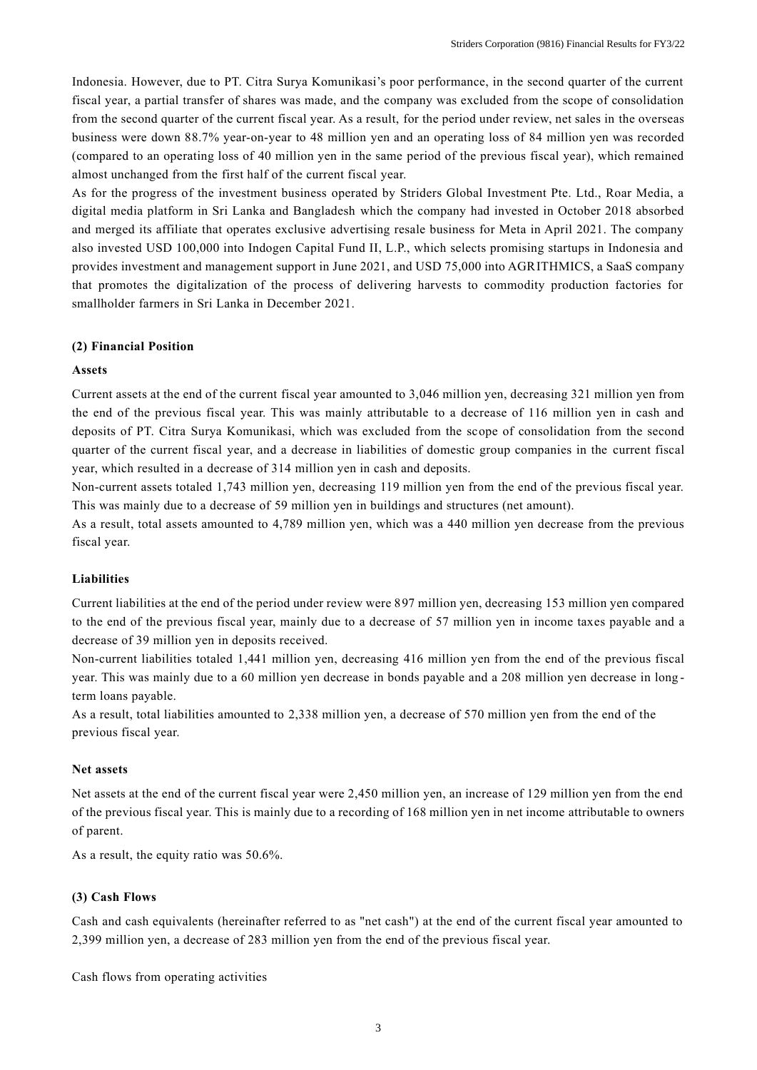Indonesia. However, due to PT. Citra Surya Komunikasi's poor performance, in the second quarter of the current fiscal year, a partial transfer of shares was made, and the company was excluded from the scope of consolidation from the second quarter of the current fiscal year. As a result, for the period under review, net sales in the overseas business were down 88.7% year-on-year to 48 million yen and an operating loss of 84 million yen was recorded (compared to an operating loss of 40 million yen in the same period of the previous fiscal year), which remained almost unchanged from the first half of the current fiscal year.

As for the progress of the investment business operated by Striders Global Investment Pte. Ltd., Roar Media, a digital media platform in Sri Lanka and Bangladesh which the company had invested in October 2018 absorbed and merged its affiliate that operates exclusive advertising resale business for Meta in April 2021. The company also invested USD 100,000 into Indogen Capital Fund II, L.P., which selects promising startups in Indonesia and provides investment and management support in June 2021, and USD 75,000 into AGRITHMICS, a SaaS company that promotes the digitalization of the process of delivering harvests to commodity production factories for smallholder farmers in Sri Lanka in December 2021.

**(2) Financial Position**

**Assets**

Current assets at the end of the current fiscal year amounted to 3,046 million yen, decreasing 321 million yen from the end of the previous fiscal year. This was mainly attributable to a decrease of 116 million yen in cash and deposits of PT. Citra Surya Komunikasi, which was excluded from the scope of consolidation from the second quarter of the current fiscal year, and a decrease in liabilities of domestic group companies in the current fiscal year, which resulted in a decrease of 314 million yen in cash and deposits.

Non-current assets totaled 1,743 million yen, decreasing 119 million yen from the end of the previous fiscal year. This was mainly due to a decrease of 59 million yen in buildings and structures (net amount).

As a result, total assets amounted to 4,789 million yen, which was a 440 million yen decrease from the previous fiscal year.

**Liabilities**

Current liabilities at the end of the period under review were 897 million yen, decreasing 153 million yen compared to the end of the previous fiscal year, mainly due to a decrease of 57 million yen in income taxes payable and a decrease of 39 million yen in deposits received.

Non-current liabilities totaled 1,441 million yen, decreasing 416 million yen from the end of the previous fiscal year. This was mainly due to a 60 million yen decrease in bonds payable and a 208 million yen decrease in long-term loans payable.

As a result, total liabilities amounted to 2,338 million yen, a decrease of 570 million yen from the end of the previous fiscal year.

**Net assets**

Net assets at the end of the current fiscal year were 2,450 million yen, an increase of 129 million yen from the end of the previous fiscal year. This is mainly due to a recording of 168 million yen in net income attributable to owners of parent.

As a result, the equity ratio was 50.6%.

**(3) Cash Flows**

Cash and cash equivalents (hereinafter referred to as "net cash") at the end of the current fiscal year amounted to 2,399 million yen, a decrease of 283 million yen from the end of the previous fiscal year.

Cash flows from operating activities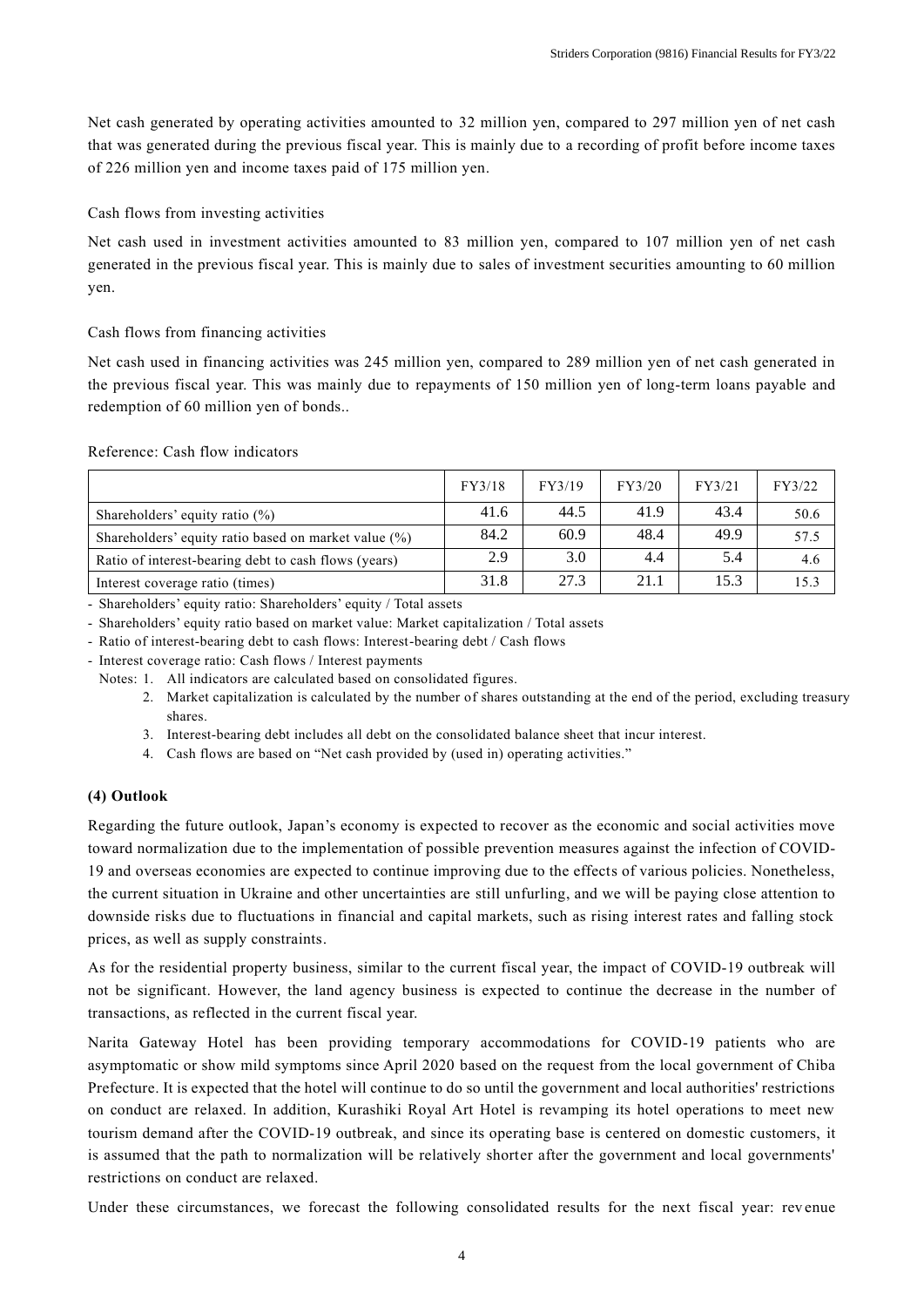Net cash generated by operating activities amounted to 32 million yen, compared to 297 million yen of net cash that was generated during the previous fiscal year. This is mainly due to a recording of profit before income taxes of 226 million yen and income taxes paid of 175 million yen.

Cash flows from investing activities

Net cash used in investment activities amounted to 83 million yen, compared to 107 million yen of net cash generated in the previous fiscal year. This is mainly due to sales of investment securities amounting to 60 million yen.

Cash flows from financing activities

Net cash used in financing activities was 245 million yen, compared to 289 million yen of net cash generated in the previous fiscal year. This was mainly due to repayments of 150 million yen of long-term loans payable and redemption of 60 million yen of bonds..

Reference: Cash flow indicators

| | FY3/18 | FY3/19 | FY3/20 | FY3/21 | FY3/22 |
|---|---|---|---|---|---|
| Shareholders' equity ratio (%) | 41.6 | 44.5 | 41.9 | 43.4 | 50.6 |
| Shareholders' equity ratio based on market value (%) | 84.2 | 60.9 | 48.4 | 49.9 | 57.5 |
| Ratio of interest-bearing debt to cash flows (years) | 2.9 | 3.0 | 4.4 | 5.4 | 4.6 |
| Interest coverage ratio (times) | 31.8 | 27.3 | 21.1 | 15.3 | 15.3 |

- Shareholders' equity ratio: Shareholders' equity / Total assets
- Shareholders' equity ratio based on market value: Market capitalization / Total assets
- Ratio of interest-bearing debt to cash flows: Interest-bearing debt / Cash flows
- Interest coverage ratio: Cash flows / Interest payments

Notes: 1. All indicators are calculated based on consolidated figures.
2. Market capitalization is calculated by the number of shares outstanding at the end of the period, excluding treasury shares.
3. Interest-bearing debt includes all debt on the consolidated balance sheet that incur interest.
4. Cash flows are based on "Net cash provided by (used in) operating activities."

**(4) Outlook**

Regarding the future outlook, Japan's economy is expected to recover as the economic and social activities move toward normalization due to the implementation of possible prevention measures against the infection of COVID-19 and overseas economies are expected to continue improving due to the effects of various policies. Nonetheless, the current situation in Ukraine and other uncertainties are still unfurling, and we will be paying close attention to downside risks due to fluctuations in financial and capital markets, such as rising interest rates and falling stock prices, as well as supply constraints.

As for the residential property business, similar to the current fiscal year, the impact of COVID-19 outbreak will not be significant. However, the land agency business is expected to continue the decrease in the number of transactions, as reflected in the current fiscal year.

Narita Gateway Hotel has been providing temporary accommodations for COVID-19 patients who are asymptomatic or show mild symptoms since April 2020 based on the request from the local government of Chiba Prefecture. It is expected that the hotel will continue to do so until the government and local authorities' restrictions on conduct are relaxed. In addition, Kurashiki Royal Art Hotel is revamping its hotel operations to meet new tourism demand after the COVID-19 outbreak, and since its operating base is centered on domestic customers, it is assumed that the path to normalization will be relatively shorter after the government and local governments' restrictions on conduct are relaxed.

Under these circumstances, we forecast the following consolidated results for the next fiscal year: revenue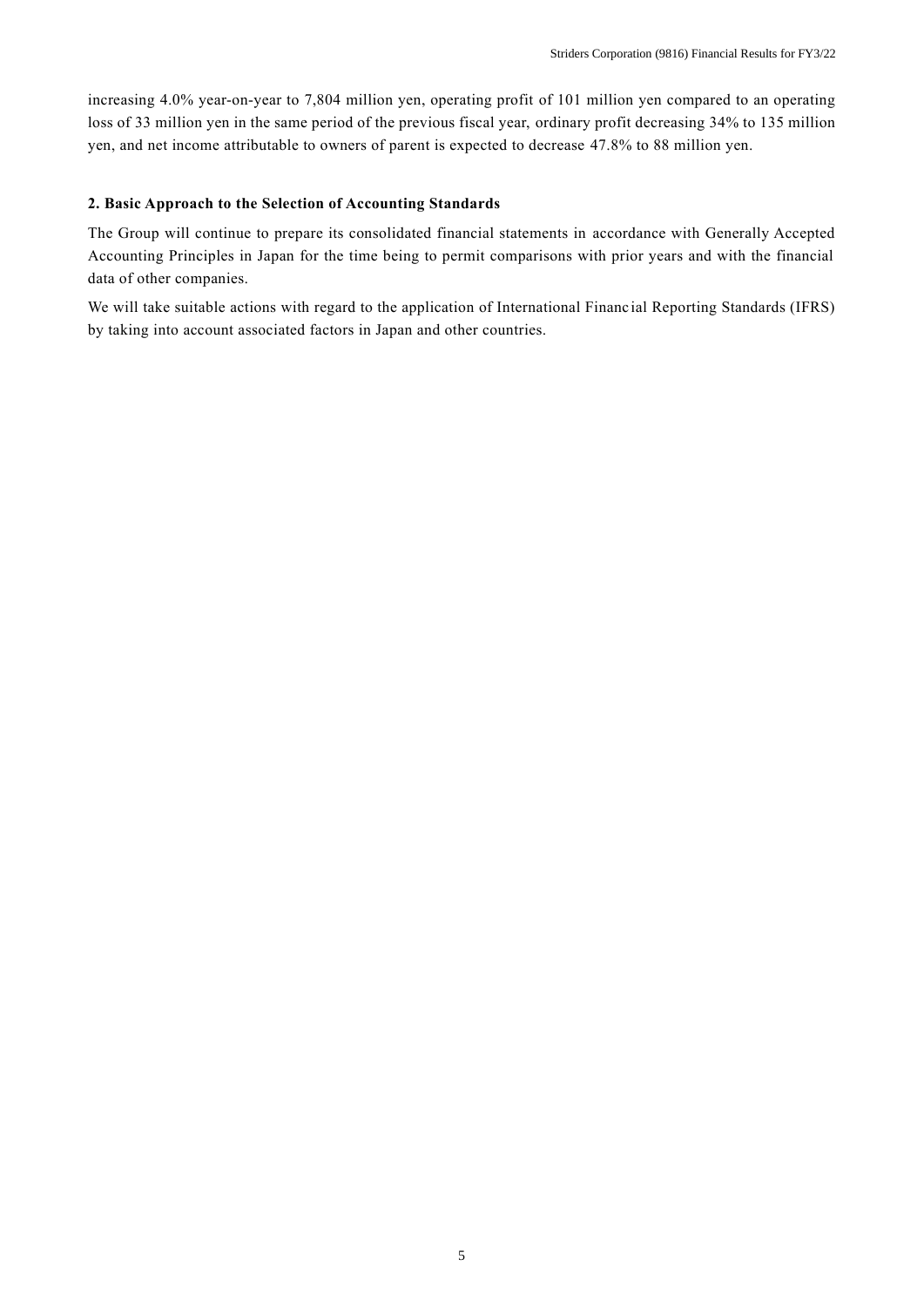increasing 4.0% year-on-year to 7,804 million yen, operating profit of 101 million yen compared to an operating loss of 33 million yen in the same period of the previous fiscal year, ordinary profit decreasing 34% to 135 million yen, and net income attributable to owners of parent is expected to decrease 47.8% to 88 million yen.

### 2. Basic Approach to the Selection of Accounting Standards

The Group will continue to prepare its consolidated financial statements in accordance with Generally Accepted Accounting Principles in Japan for the time being to permit comparisons with prior years and with the financial data of other companies.

We will take suitable actions with regard to the application of International Financial Reporting Standards (IFRS) by taking into account associated factors in Japan and other countries.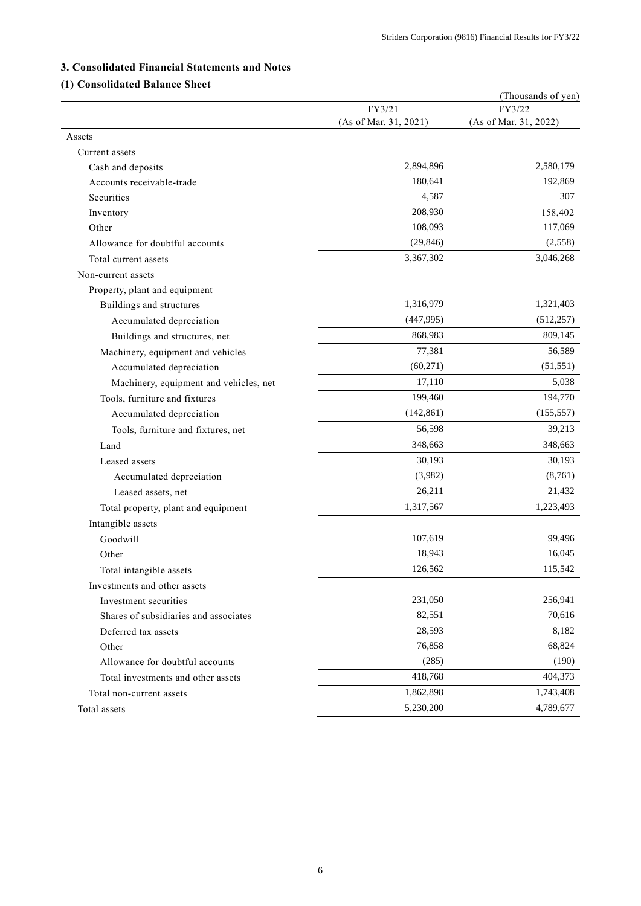## 3. Consolidated Financial Statements and Notes

### (1) Consolidated Balance Sheet

(Thousands of yen)

| | FY3/21 (As of Mar. 31, 2021) | FY3/22 (As of Mar. 31, 2022) |
|---|---|---|
| Assets | | |
| Current assets | | |
| Cash and deposits | 2,894,896 | 2,580,179 |
| Accounts receivable-trade | 180,641 | 192,869 |
| Securities | 4,587 | 307 |
| Inventory | 208,930 | 158,402 |
| Other | 108,093 | 117,069 |
| Allowance for doubtful accounts | (29,846) | (2,558) |
| Total current assets | 3,367,302 | 3,046,268 |
| Non-current assets | | |
| Property, plant and equipment | | |
| Buildings and structures | 1,316,979 | 1,321,403 |
| Accumulated depreciation | (447,995) | (512,257) |
| Buildings and structures, net | 868,983 | 809,145 |
| Machinery, equipment and vehicles | 77,381 | 56,589 |
| Accumulated depreciation | (60,271) | (51,551) |
| Machinery, equipment and vehicles, net | 17,110 | 5,038 |
| Tools, furniture and fixtures | 199,460 | 194,770 |
| Accumulated depreciation | (142,861) | (155,557) |
| Tools, furniture and fixtures, net | 56,598 | 39,213 |
| Land | 348,663 | 348,663 |
| Leased assets | 30,193 | 30,193 |
| Accumulated depreciation | (3,982) | (8,761) |
| Leased assets, net | 26,211 | 21,432 |
| Total property, plant and equipment | 1,317,567 | 1,223,493 |
| Intangible assets | | |
| Goodwill | 107,619 | 99,496 |
| Other | 18,943 | 16,045 |
| Total intangible assets | 126,562 | 115,542 |
| Investments and other assets | | |
| Investment securities | 231,050 | 256,941 |
| Shares of subsidiaries and associates | 82,551 | 70,616 |
| Deferred tax assets | 28,593 | 8,182 |
| Other | 76,858 | 68,824 |
| Allowance for doubtful accounts | (285) | (190) |
| Total investments and other assets | 418,768 | 404,373 |
| Total non-current assets | 1,862,898 | 1,743,408 |
| Total assets | 5,230,200 | 4,789,677 |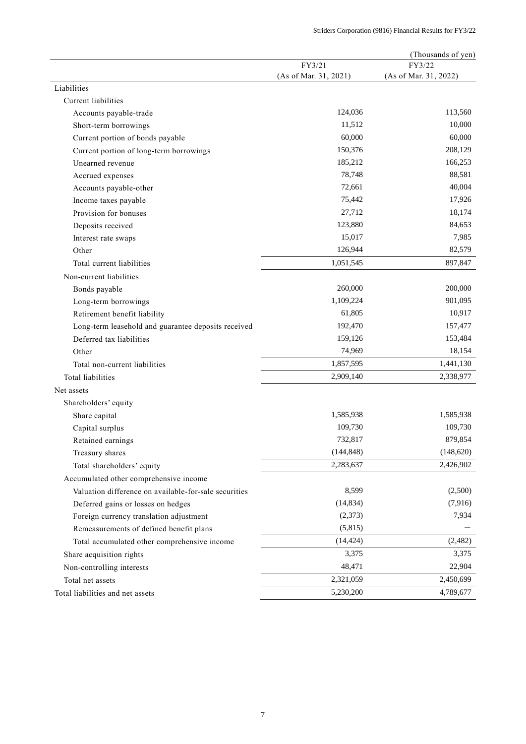(Thousands of yen)

| | FY3/21 (As of Mar. 31, 2021) | FY3/22 (As of Mar. 31, 2022) |
|---|---|---|
| Liabilities | | |
| Current liabilities | | |
| Accounts payable-trade | 124,036 | 113,560 |
| Short-term borrowings | 11,512 | 10,000 |
| Current portion of bonds payable | 60,000 | 60,000 |
| Current portion of long-term borrowings | 150,376 | 208,129 |
| Unearned revenue | 185,212 | 166,253 |
| Accrued expenses | 78,748 | 88,581 |
| Accounts payable-other | 72,661 | 40,004 |
| Income taxes payable | 75,442 | 17,926 |
| Provision for bonuses | 27,712 | 18,174 |
| Deposits received | 123,880 | 84,653 |
| Interest rate swaps | 15,017 | 7,985 |
| Other | 126,944 | 82,579 |
| Total current liabilities | 1,051,545 | 897,847 |
| Non-current liabilities | | |
| Bonds payable | 260,000 | 200,000 |
| Long-term borrowings | 1,109,224 | 901,095 |
| Retirement benefit liability | 61,805 | 10,917 |
| Long-term leasehold and guarantee deposits received | 192,470 | 157,477 |
| Deferred tax liabilities | 159,126 | 153,484 |
| Other | 74,969 | 18,154 |
| Total non-current liabilities | 1,857,595 | 1,441,130 |
| Total liabilities | 2,909,140 | 2,338,977 |
| Net assets | | |
| Shareholders' equity | | |
| Share capital | 1,585,938 | 1,585,938 |
| Capital surplus | 109,730 | 109,730 |
| Retained earnings | 732,817 | 879,854 |
| Treasury shares | (144,848) | (148,620) |
| Total shareholders' equity | 2,283,637 | 2,426,902 |
| Accumulated other comprehensive income | | |
| Valuation difference on available-for-sale securities | 8,599 | (2,500) |
| Deferred gains or losses on hedges | (14,834) | (7,916) |
| Foreign currency translation adjustment | (2,373) | 7,934 |
| Remeasurements of defined benefit plans | (5,815) | － |
| Total accumulated other comprehensive income | (14,424) | (2,482) |
| Share acquisition rights | 3,375 | 3,375 |
| Non-controlling interests | 48,471 | 22,904 |
| Total net assets | 2,321,059 | 2,450,699 |
| Total liabilities and net assets | 5,230,200 | 4,789,677 |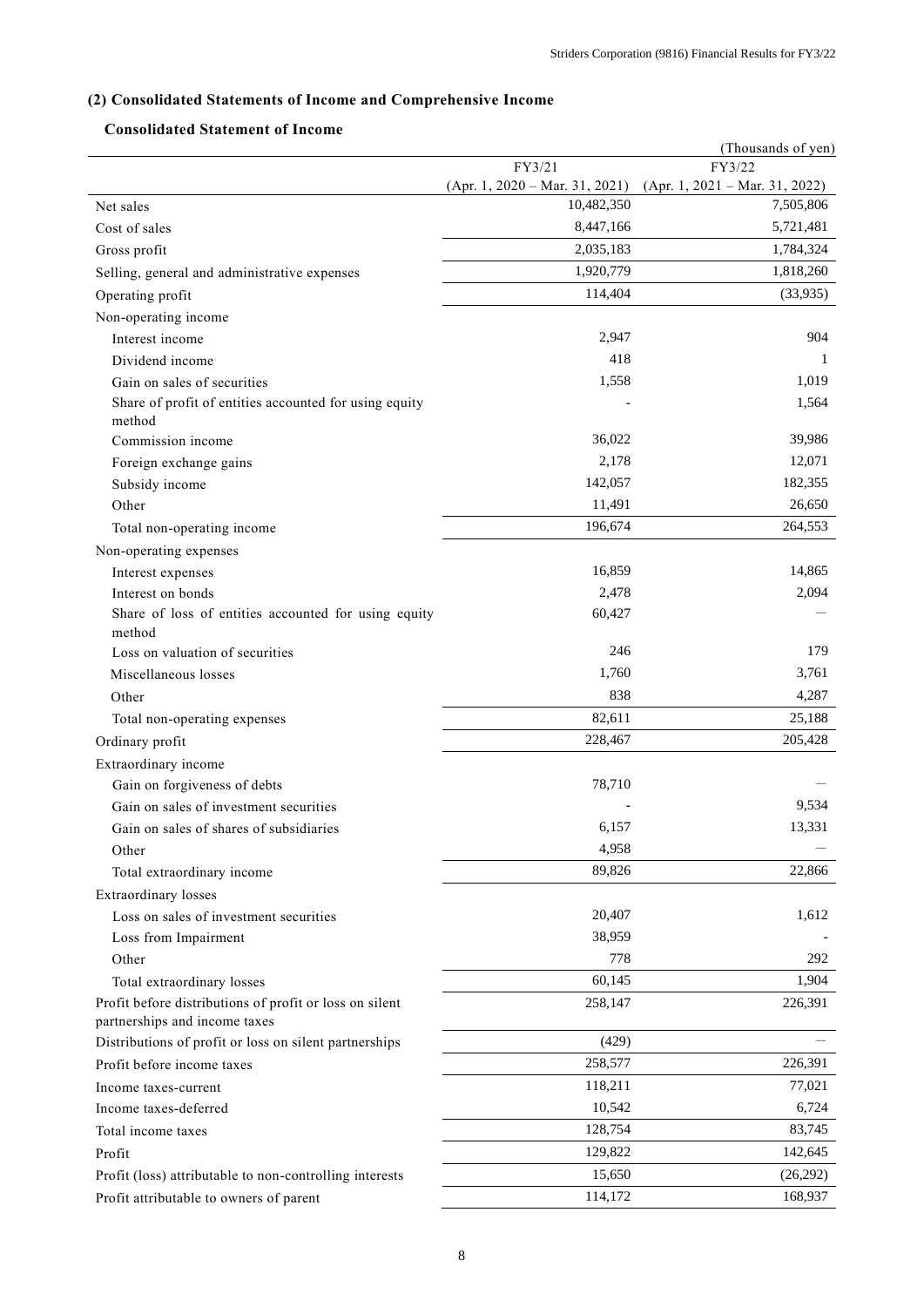## (2) Consolidated Statements of Income and Comprehensive Income

### Consolidated Statement of Income

(Thousands of yen)

| | FY3/21 (Apr. 1, 2020 – Mar. 31, 2021) | FY3/22 (Apr. 1, 2021 – Mar. 31, 2022) |
|---|---|---|
| Net sales | 10,482,350 | 7,505,806 |
| Cost of sales | 8,447,166 | 5,721,481 |
| Gross profit | 2,035,183 | 1,784,324 |
| Selling, general and administrative expenses | 1,920,779 | 1,818,260 |
| Operating profit | 114,404 | (33,935) |
| Non-operating income | | |
| Interest income | 2,947 | 904 |
| Dividend income | 418 | 1 |
| Gain on sales of securities | 1,558 | 1,019 |
| Share of profit of entities accounted for using equity method | - | 1,564 |
| Commission income | 36,022 | 39,986 |
| Foreign exchange gains | 2,178 | 12,071 |
| Subsidy income | 142,057 | 182,355 |
| Other | 11,491 | 26,650 |
| Total non-operating income | 196,674 | 264,553 |
| Non-operating expenses | | |
| Interest expenses | 16,859 | 14,865 |
| Interest on bonds | 2,478 | 2,094 |
| Share of loss of entities accounted for using equity method | 60,427 | — |
| Loss on valuation of securities | 246 | 179 |
| Miscellaneous losses | 1,760 | 3,761 |
| Other | 838 | 4,287 |
| Total non-operating expenses | 82,611 | 25,188 |
| Ordinary profit | 228,467 | 205,428 |
| Extraordinary income | | |
| Gain on forgiveness of debts | 78,710 | — |
| Gain on sales of investment securities | - | 9,534 |
| Gain on sales of shares of subsidiaries | 6,157 | 13,331 |
| Other | 4,958 | — |
| Total extraordinary income | 89,826 | 22,866 |
| Extraordinary losses | | |
| Loss on sales of investment securities | 20,407 | 1,612 |
| Loss from Impairment | 38,959 | - |
| Other | 778 | 292 |
| Total extraordinary losses | 60,145 | 1,904 |
| Profit before distributions of profit or loss on silent partnerships and income taxes | 258,147 | 226,391 |
| Distributions of profit or loss on silent partnerships | (429) | — |
| Profit before income taxes | 258,577 | 226,391 |
| Income taxes-current | 118,211 | 77,021 |
| Income taxes-deferred | 10,542 | 6,724 |
| Total income taxes | 128,754 | 83,745 |
| Profit | 129,822 | 142,645 |
| Profit (loss) attributable to non-controlling interests | 15,650 | (26,292) |
| Profit attributable to owners of parent | 114,172 | 168,937 |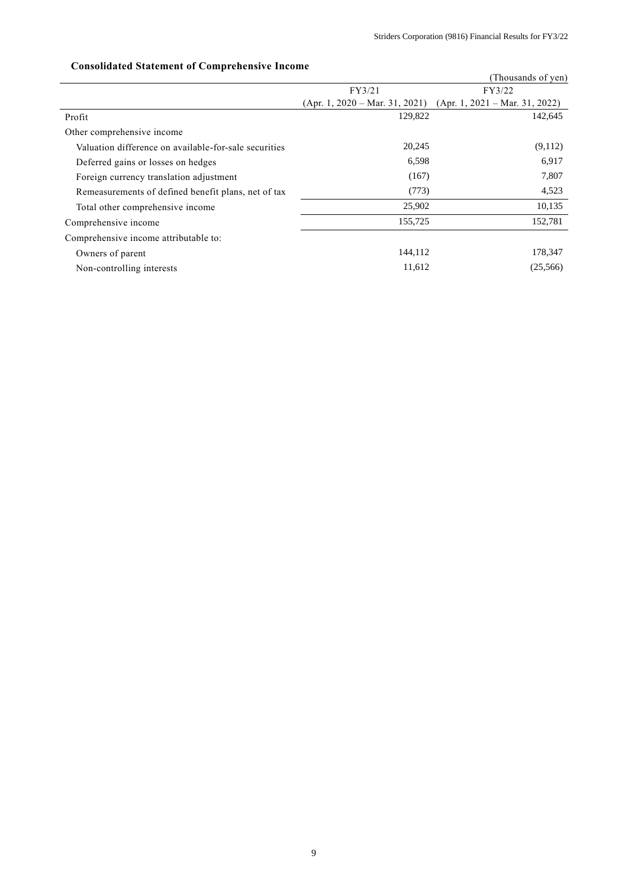### Consolidated Statement of Comprehensive Income

(Thousands of yen)

| | FY3/21 (Apr. 1, 2020 – Mar. 31, 2021) | FY3/22 (Apr. 1, 2021 – Mar. 31, 2022) |
|---|---|---|
| Profit | 129,822 | 142,645 |
| Other comprehensive income | | |
| Valuation difference on available-for-sale securities | 20,245 | (9,112) |
| Deferred gains or losses on hedges | 6,598 | 6,917 |
| Foreign currency translation adjustment | (167) | 7,807 |
| Remeasurements of defined benefit plans, net of tax | (773) | 4,523 |
| Total other comprehensive income | 25,902 | 10,135 |
| Comprehensive income | 155,725 | 152,781 |
| Comprehensive income attributable to: | | |
| Owners of parent | 144,112 | 178,347 |
| Non-controlling interests | 11,612 | (25,566) |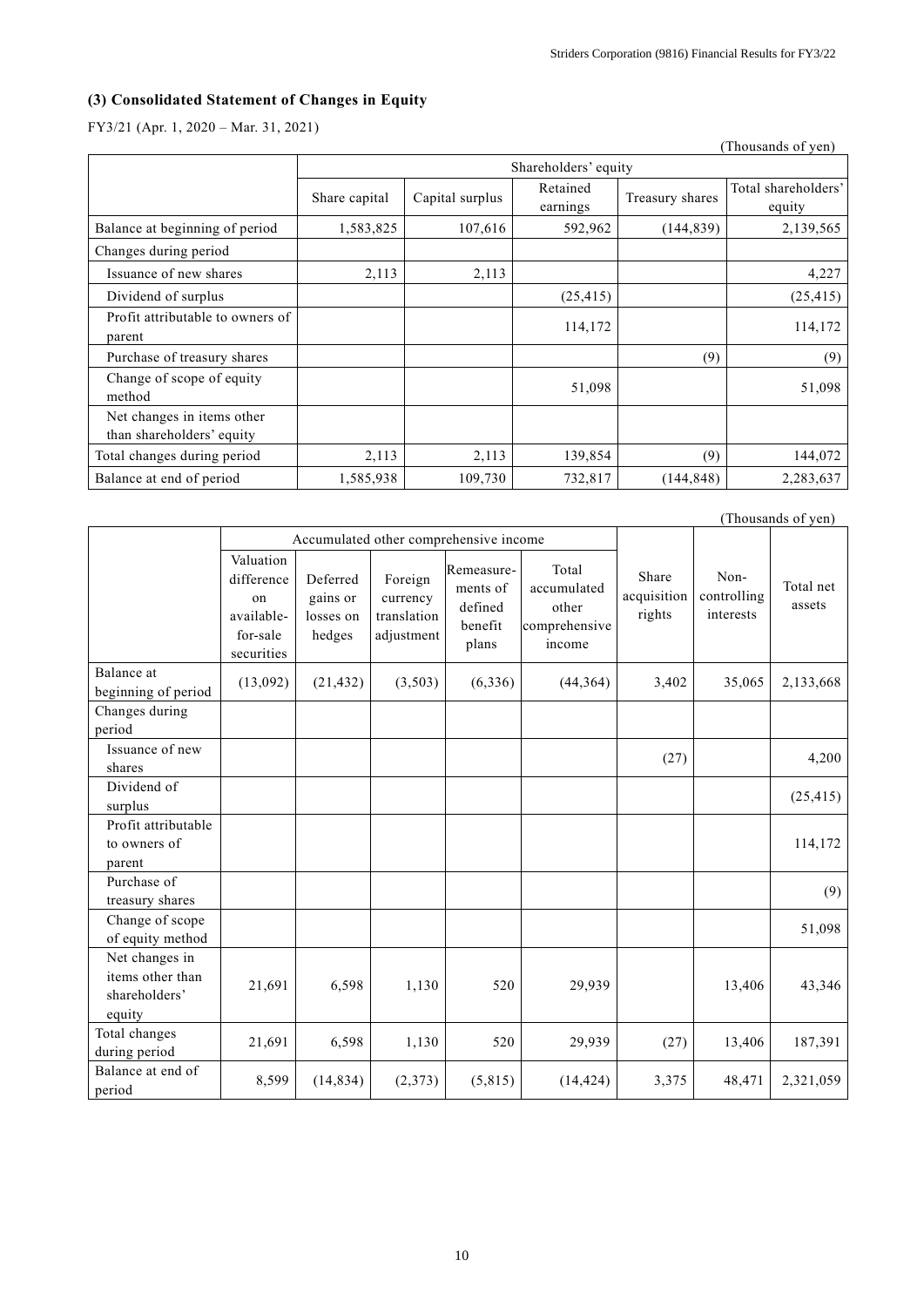### (3) Consolidated Statement of Changes in Equity

FY3/21 (Apr. 1, 2020 – Mar. 31, 2021)

(Thousands of yen)

| | Shareholders' equity | | | | |
|---|---|---|---|---|---|
| | Share capital | Capital surplus | Retained earnings | Treasury shares | Total shareholders' equity |
| Balance at beginning of period | 1,583,825 | 107,616 | 592,962 | (144,839) | 2,139,565 |
| Changes during period | | | | | |
| Issuance of new shares | 2,113 | 2,113 | | | 4,227 |
| Dividend of surplus | | | (25,415) | | (25,415) |
| Profit attributable to owners of parent | | | 114,172 | | 114,172 |
| Purchase of treasury shares | | | | (9) | (9) |
| Change of scope of equity method | | | 51,098 | | 51,098 |
| Net changes in items other than shareholders' equity | | | | | |
| Total changes during period | 2,113 | 2,113 | 139,854 | (9) | 144,072 |
| Balance at end of period | 1,585,938 | 109,730 | 732,817 | (144,848) | 2,283,637 |

(Thousands of yen)

| | Accumulated other comprehensive income | | | | | | | |
|---|---|---|---|---|---|---|---|---|
| | Valuation difference on available-for-sale securities | Deferred gains or losses on hedges | Foreign currency translation adjustment | Remeasurements of defined benefit plans | Total accumulated other comprehensive income | Share acquisition rights | Non-controlling interests | Total net assets |
| Balance at beginning of period | (13,092) | (21,432) | (3,503) | (6,336) | (44,364) | 3,402 | 35,065 | 2,133,668 |
| Changes during period | | | | | | | | |
| Issuance of new shares | | | | | | (27) | | 4,200 |
| Dividend of surplus | | | | | | | | (25,415) |
| Profit attributable to owners of parent | | | | | | | | 114,172 |
| Purchase of treasury shares | | | | | | | | (9) |
| Change of scope of equity method | | | | | | | | 51,098 |
| Net changes in items other than shareholders' equity | 21,691 | 6,598 | 1,130 | 520 | 29,939 | | 13,406 | 43,346 |
| Total changes during period | 21,691 | 6,598 | 1,130 | 520 | 29,939 | (27) | 13,406 | 187,391 |
| Balance at end of period | 8,599 | (14,834) | (2,373) | (5,815) | (14,424) | 3,375 | 48,471 | 2,321,059 |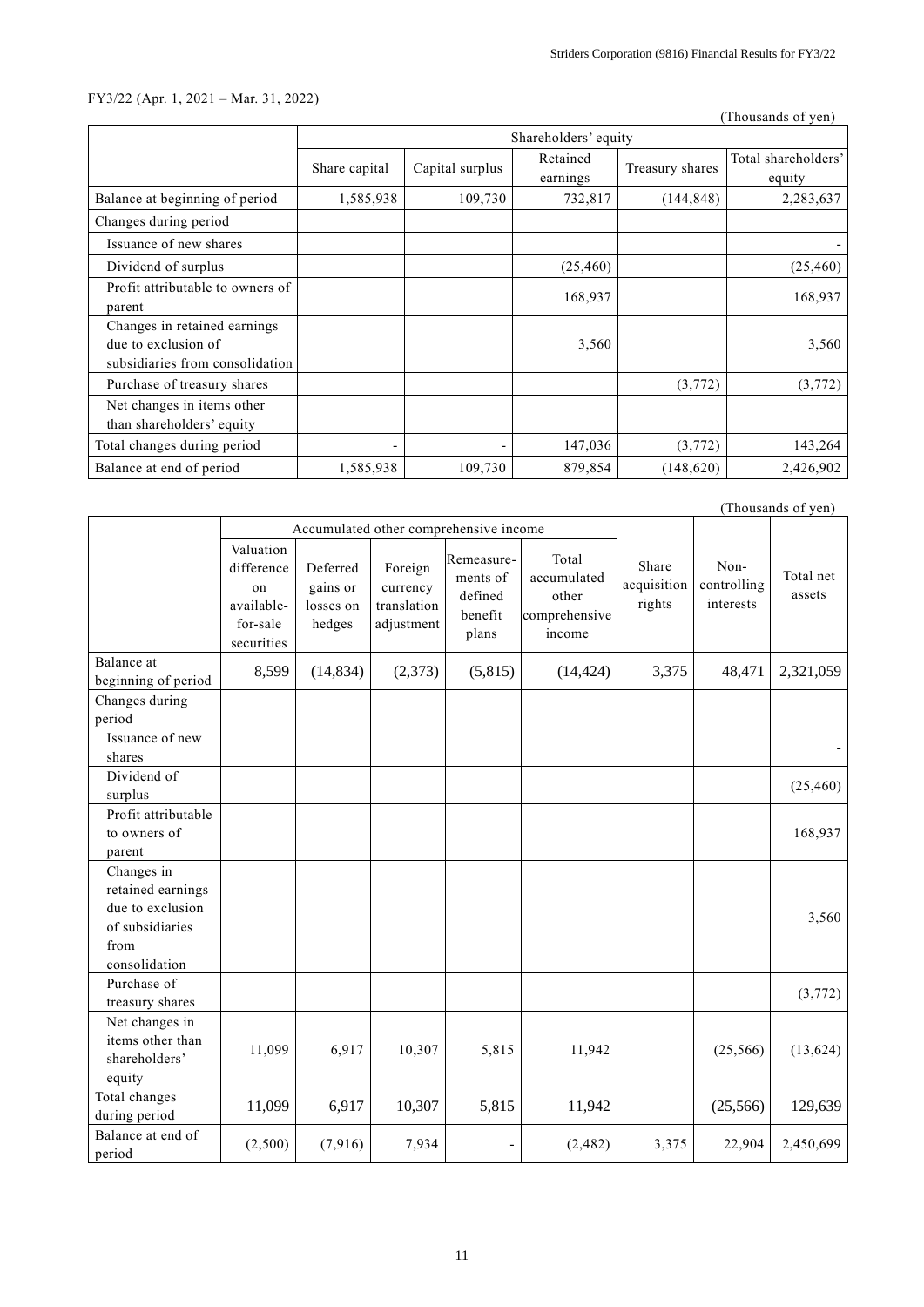FY3/22 (Apr. 1, 2021 – Mar. 31, 2022)

(Thousands of yen)

| | Shareholders' equity | | | | |
|---|---|---|---|---|---|
| | Share capital | Capital surplus | Retained earnings | Treasury shares | Total shareholders' equity |
| Balance at beginning of period | 1,585,938 | 109,730 | 732,817 | (144,848) | 2,283,637 |
| Changes during period | | | | | |
| Issuance of new shares | | | | | - |
| Dividend of surplus | | | (25,460) | | (25,460) |
| Profit attributable to owners of parent | | | 168,937 | | 168,937 |
| Changes in retained earnings due to exclusion of subsidiaries from consolidation | | | 3,560 | | 3,560 |
| Purchase of treasury shares | | | | (3,772) | (3,772) |
| Net changes in items other than shareholders' equity | | | | | |
| Total changes during period | - | - | 147,036 | (3,772) | 143,264 |
| Balance at end of period | 1,585,938 | 109,730 | 879,854 | (148,620) | 2,426,902 |

(Thousands of yen)

| | Accumulated other comprehensive income | | | | | Share acquisition rights | Non-controlling interests | Total net assets |
|---|---|---|---|---|---|---|---|---|
| | Valuation difference on available-for-sale securities | Deferred gains or losses on hedges | Foreign currency translation adjustment | Remeasurements of defined benefit plans | Total accumulated other comprehensive income | | | |
| Balance at beginning of period | 8,599 | (14,834) | (2,373) | (5,815) | (14,424) | 3,375 | 48,471 | 2,321,059 |
| Changes during period | | | | | | | | |
| Issuance of new shares | | | | | | | | - |
| Dividend of surplus | | | | | | | | (25,460) |
| Profit attributable to owners of parent | | | | | | | | 168,937 |
| Changes in retained earnings due to exclusion of subsidiaries from consolidation | | | | | | | | 3,560 |
| Purchase of treasury shares | | | | | | | | (3,772) |
| Net changes in items other than shareholders' equity | 11,099 | 6,917 | 10,307 | 5,815 | 11,942 | | (25,566) | (13,624) |
| Total changes during period | 11,099 | 6,917 | 10,307 | 5,815 | 11,942 | | (25,566) | 129,639 |
| Balance at end of period | (2,500) | (7,916) | 7,934 | - | (2,482) | 3,375 | 22,904 | 2,450,699 |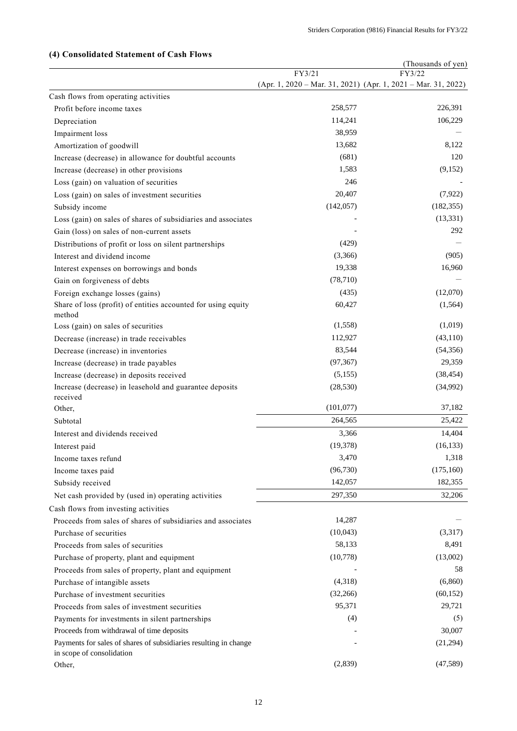## (4) Consolidated Statement of Cash Flows

(Thousands of yen)

| | FY3/21<br>(Apr. 1, 2020 – Mar. 31, 2021) | FY3/22<br>(Apr. 1, 2021 – Mar. 31, 2022) |
|---|---|---|
| Cash flows from operating activities | | |
| Profit before income taxes | 258,577 | 226,391 |
| Depreciation | 114,241 | 106,229 |
| Impairment loss | 38,959 | — |
| Amortization of goodwill | 13,682 | 8,122 |
| Increase (decrease) in allowance for doubtful accounts | (681) | 120 |
| Increase (decrease) in other provisions | 1,583 | (9,152) |
| Loss (gain) on valuation of securities | 246 | - |
| Loss (gain) on sales of investment securities | 20,407 | (7,922) |
| Subsidy income | (142,057) | (182,355) |
| Loss (gain) on sales of shares of subsidiaries and associates | - | (13,331) |
| Gain (loss) on sales of non-current assets | - | 292 |
| Distributions of profit or loss on silent partnerships | (429) | — |
| Interest and dividend income | (3,366) | (905) |
| Interest expenses on borrowings and bonds | 19,338 | 16,960 |
| Gain on forgiveness of debts | (78,710) | — |
| Foreign exchange losses (gains) | (435) | (12,070) |
| Share of loss (profit) of entities accounted for using equity method | 60,427 | (1,564) |
| Loss (gain) on sales of securities | (1,558) | (1,019) |
| Decrease (increase) in trade receivables | 112,927 | (43,110) |
| Decrease (increase) in inventories | 83,544 | (54,356) |
| Increase (decrease) in trade payables | (97,367) | 29,359 |
| Increase (decrease) in deposits received | (5,155) | (38,454) |
| Increase (decrease) in leasehold and guarantee deposits received | (28,530) | (34,992) |
| Other, | (101,077) | 37,182 |
| Subtotal | 264,565 | 25,422 |
| Interest and dividends received | 3,366 | 14,404 |
| Interest paid | (19,378) | (16,133) |
| Income taxes refund | 3,470 | 1,318 |
| Income taxes paid | (96,730) | (175,160) |
| Subsidy received | 142,057 | 182,355 |
| Net cash provided by (used in) operating activities | 297,350 | 32,206 |
| Cash flows from investing activities | | |
| Proceeds from sales of shares of subsidiaries and associates | 14,287 | — |
| Purchase of securities | (10,043) | (3,317) |
| Proceeds from sales of securities | 58,133 | 8,491 |
| Purchase of property, plant and equipment | (10,778) | (13,002) |
| Proceeds from sales of property, plant and equipment | - | 58 |
| Purchase of intangible assets | (4,318) | (6,860) |
| Purchase of investment securities | (32,266) | (60,152) |
| Proceeds from sales of investment securities | 95,371 | 29,721 |
| Payments for investments in silent partnerships | (4) | (5) |
| Proceeds from withdrawal of time deposits | - | 30,007 |
| Payments for sales of shares of subsidiaries resulting in change in scope of consolidation | - | (21,294) |
| Other, | (2,839) | (47,589) |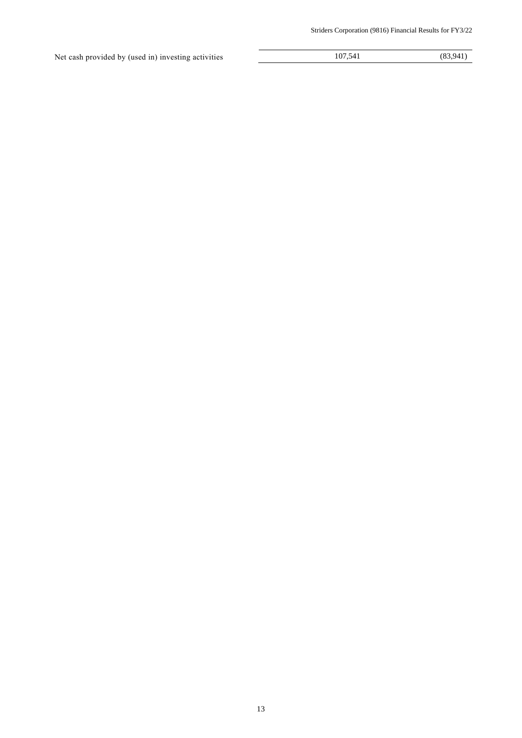| | | |
|---|---|---|
| Net cash provided by (used in) investing activities | 107,541 | (83,941) |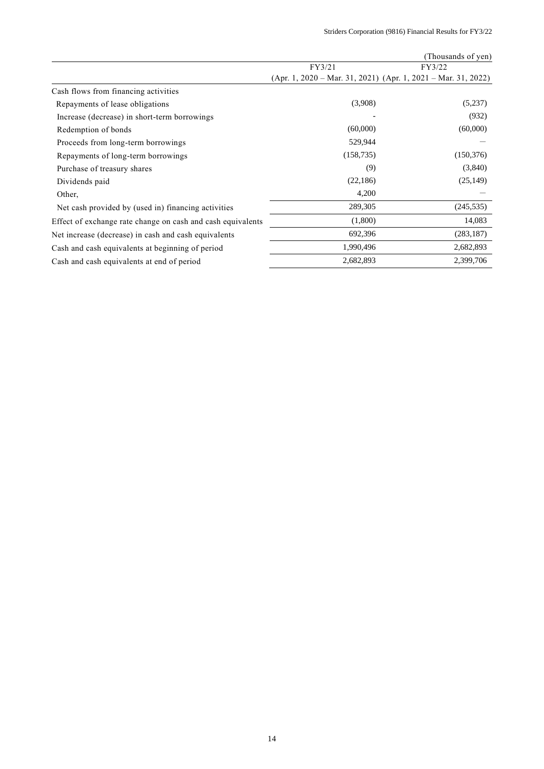(Thousands of yen)

| | FY3/21<br>(Apr. 1, 2020 – Mar. 31, 2021) | FY3/22<br>(Apr. 1, 2021 – Mar. 31, 2022) |
|---|---|---|
| Cash flows from financing activities | | |
| Repayments of lease obligations | (3,908) | (5,237) |
| Increase (decrease) in short-term borrowings | - | (932) |
| Redemption of bonds | (60,000) | (60,000) |
| Proceeds from long-term borrowings | 529,944 | — |
| Repayments of long-term borrowings | (158,735) | (150,376) |
| Purchase of treasury shares | (9) | (3,840) |
| Dividends paid | (22,186) | (25,149) |
| Other, | 4,200 | — |
| Net cash provided by (used in) financing activities | 289,305 | (245,535) |
| Effect of exchange rate change on cash and cash equivalents | (1,800) | 14,083 |
| Net increase (decrease) in cash and cash equivalents | 692,396 | (283,187) |
| Cash and cash equivalents at beginning of period | 1,990,496 | 2,682,893 |
| Cash and cash equivalents at end of period | 2,682,893 | 2,399,706 |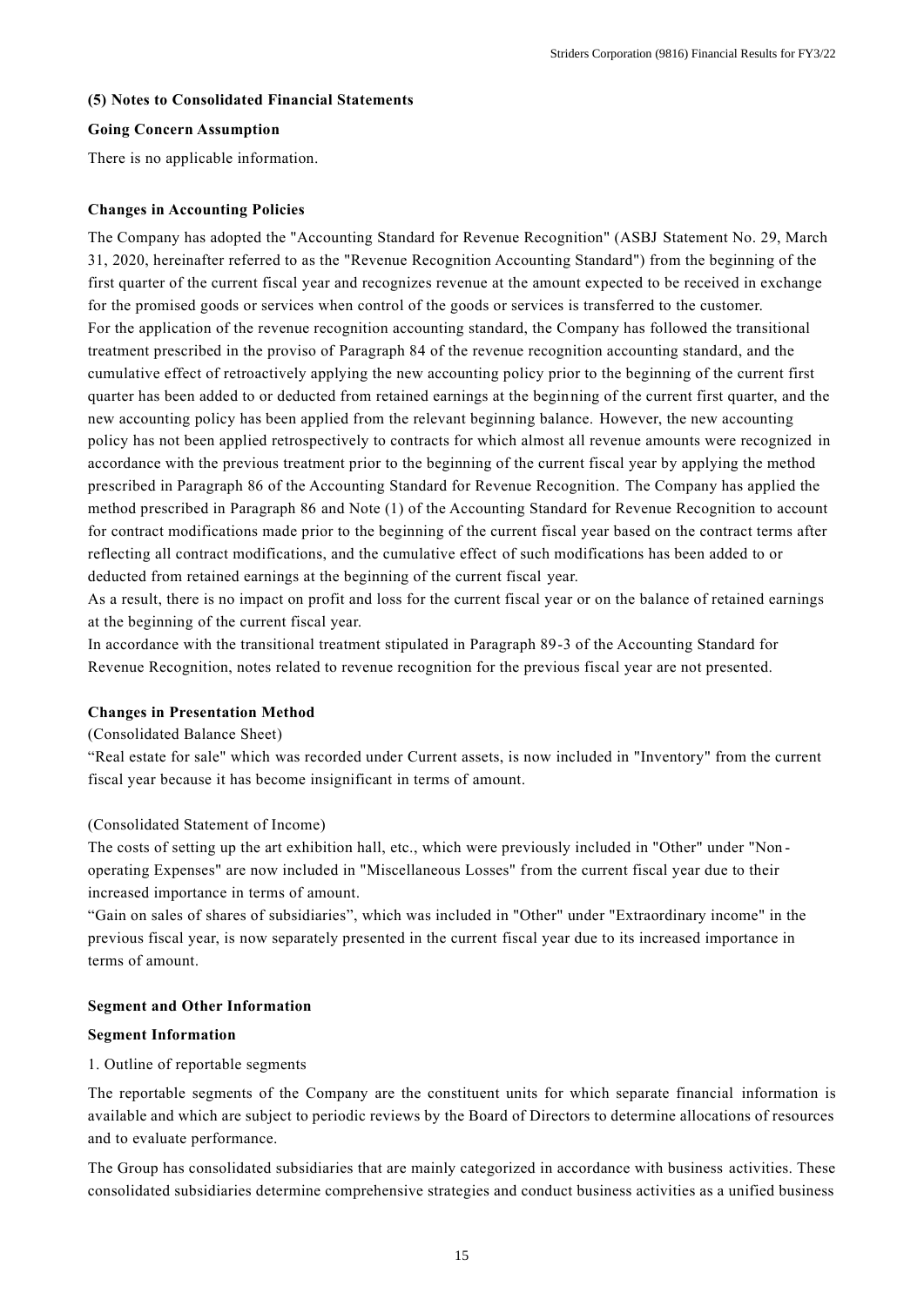### (5) Notes to Consolidated Financial Statements

**Going Concern Assumption**

There is no applicable information.

**Changes in Accounting Policies**

The Company has adopted the "Accounting Standard for Revenue Recognition" (ASBJ Statement No. 29, March 31, 2020, hereinafter referred to as the "Revenue Recognition Accounting Standard") from the beginning of the first quarter of the current fiscal year and recognizes revenue at the amount expected to be received in exchange for the promised goods or services when control of the goods or services is transferred to the customer.
For the application of the revenue recognition accounting standard, the Company has followed the transitional treatment prescribed in the proviso of Paragraph 84 of the revenue recognition accounting standard, and the cumulative effect of retroactively applying the new accounting policy prior to the beginning of the current first quarter has been added to or deducted from retained earnings at the beginning of the current first quarter, and the new accounting policy has been applied from the relevant beginning balance. However, the new accounting policy has not been applied retrospectively to contracts for which almost all revenue amounts were recognized in accordance with the previous treatment prior to the beginning of the current fiscal year by applying the method prescribed in Paragraph 86 of the Accounting Standard for Revenue Recognition. The Company has applied the method prescribed in Paragraph 86 and Note (1) of the Accounting Standard for Revenue Recognition to account for contract modifications made prior to the beginning of the current fiscal year based on the contract terms after reflecting all contract modifications, and the cumulative effect of such modifications has been added to or deducted from retained earnings at the beginning of the current fiscal year.
As a result, there is no impact on profit and loss for the current fiscal year or on the balance of retained earnings at the beginning of the current fiscal year.
In accordance with the transitional treatment stipulated in Paragraph 89-3 of the Accounting Standard for Revenue Recognition, notes related to revenue recognition for the previous fiscal year are not presented.

**Changes in Presentation Method**

(Consolidated Balance Sheet)

"Real estate for sale" which was recorded under Current assets, is now included in "Inventory" from the current fiscal year because it has become insignificant in terms of amount.

(Consolidated Statement of Income)

The costs of setting up the art exhibition hall, etc., which were previously included in "Other" under "Non-operating Expenses" are now included in "Miscellaneous Losses" from the current fiscal year due to their increased importance in terms of amount.
"Gain on sales of shares of subsidiaries", which was included in "Other" under "Extraordinary income" in the previous fiscal year, is now separately presented in the current fiscal year due to its increased importance in terms of amount.

**Segment and Other Information**

**Segment Information**

1. Outline of reportable segments

The reportable segments of the Company are the constituent units for which separate financial information is available and which are subject to periodic reviews by the Board of Directors to determine allocations of resources and to evaluate performance.

The Group has consolidated subsidiaries that are mainly categorized in accordance with business activities. These consolidated subsidiaries determine comprehensive strategies and conduct business activities as a unified business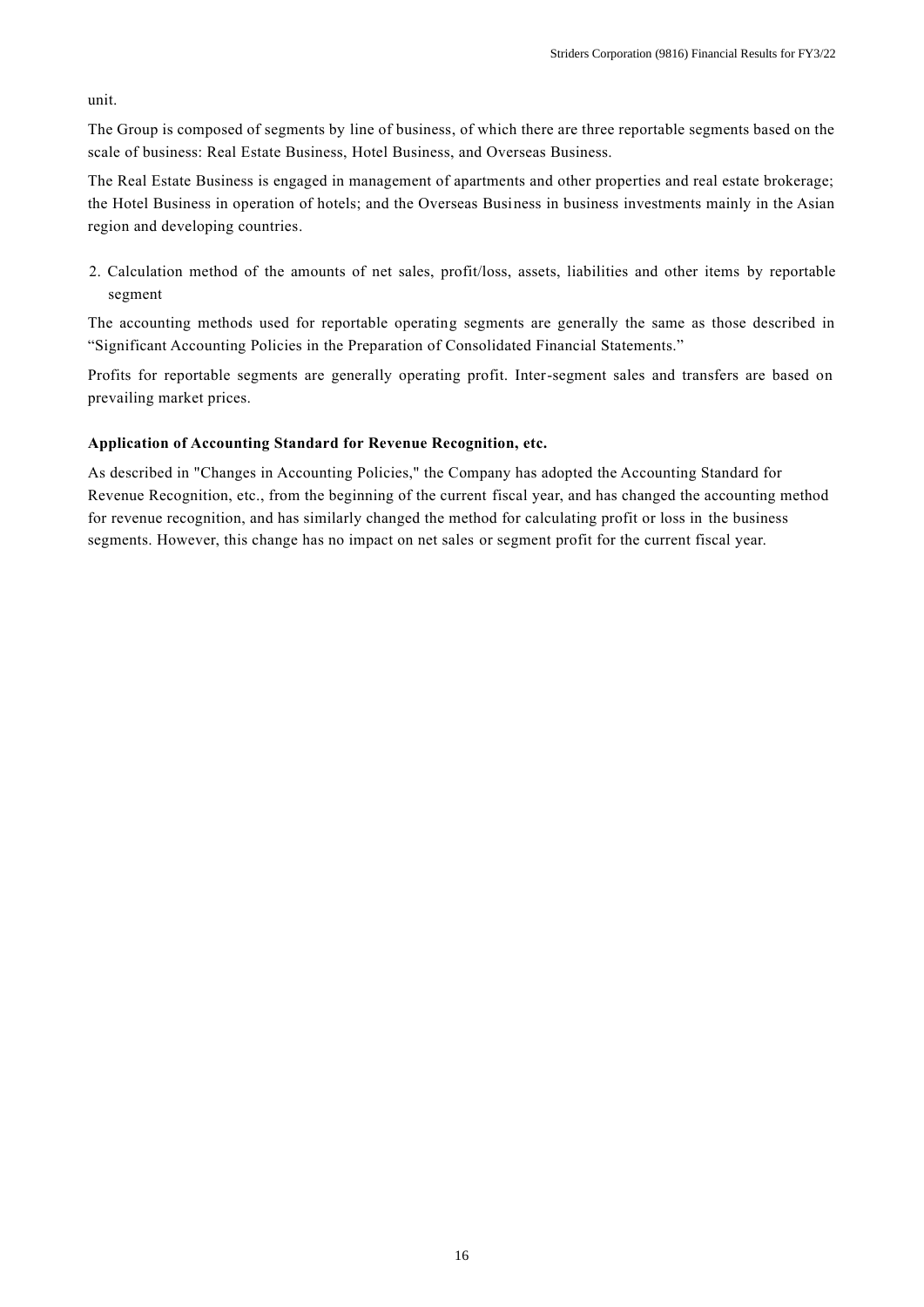unit.

The Group is composed of segments by line of business, of which there are three reportable segments based on the scale of business: Real Estate Business, Hotel Business, and Overseas Business.

The Real Estate Business is engaged in management of apartments and other properties and real estate brokerage; the Hotel Business in operation of hotels; and the Overseas Business in business investments mainly in the Asian region and developing countries.

2. Calculation method of the amounts of net sales, profit/loss, assets, liabilities and other items by reportable segment

The accounting methods used for reportable operating segments are generally the same as those described in "Significant Accounting Policies in the Preparation of Consolidated Financial Statements."

Profits for reportable segments are generally operating profit. Inter-segment sales and transfers are based on prevailing market prices.

**Application of Accounting Standard for Revenue Recognition, etc.**

As described in "Changes in Accounting Policies," the Company has adopted the Accounting Standard for Revenue Recognition, etc., from the beginning of the current fiscal year, and has changed the accounting method for revenue recognition, and has similarly changed the method for calculating profit or loss in the business segments. However, this change has no impact on net sales or segment profit for the current fiscal year.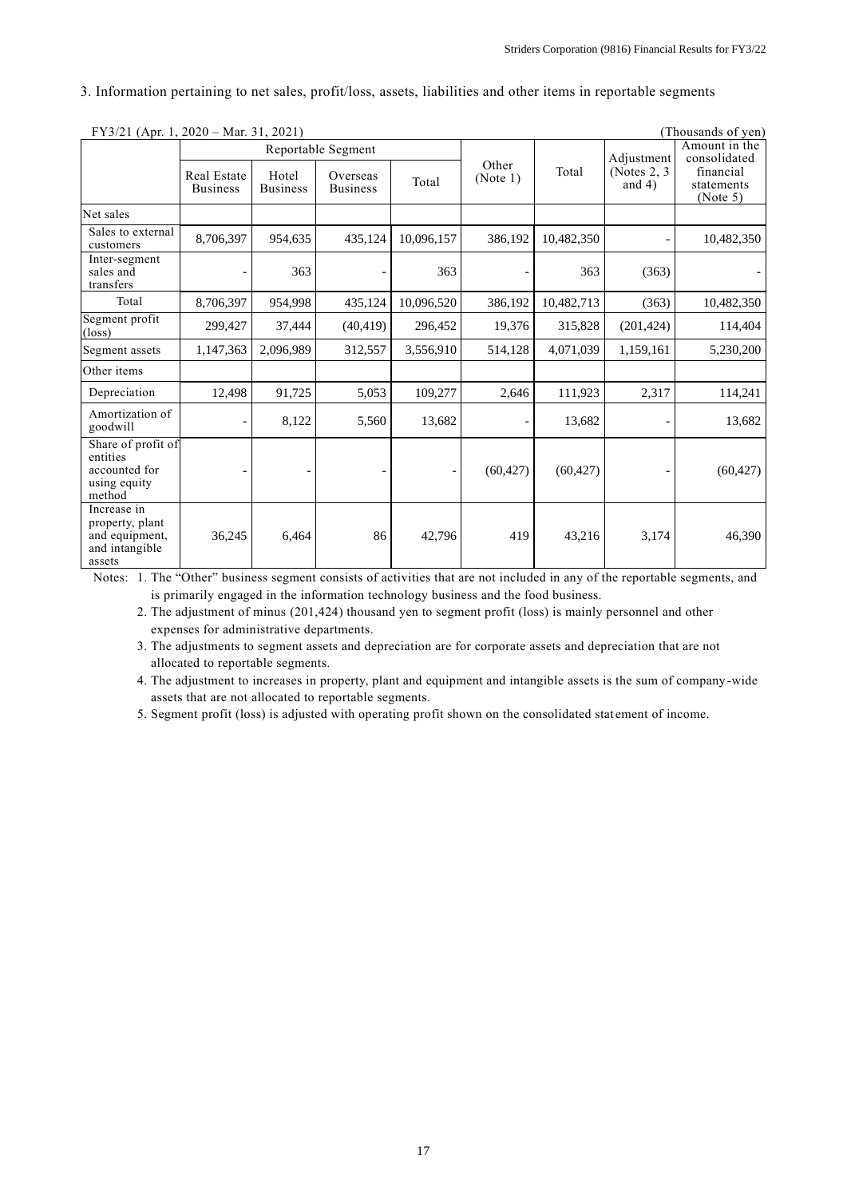3. Information pertaining to net sales, profit/loss, assets, liabilities and other items in reportable segments

FY3/21 (Apr. 1, 2020 – Mar. 31, 2021) (Thousands of yen)

| | Reportable Segment | | | | Other (Note 1) | Total | Adjustment (Notes 2, 3 and 4) | Amount in the consolidated financial statements (Note 5) |
|---|---|---|---|---|---|---|---|---|
| | Real Estate Business | Hotel Business | Overseas Business | Total | | | | |
| Net sales | | | | | | | | |
| Sales to external customers | 8,706,397 | 954,635 | 435,124 | 10,096,157 | 386,192 | 10,482,350 | - | 10,482,350 |
| Inter-segment sales and transfers | - | 363 | - | 363 | - | 363 | (363) | - |
| Total | 8,706,397 | 954,998 | 435,124 | 10,096,520 | 386,192 | 10,482,713 | (363) | 10,482,350 |
| Segment profit (loss) | 299,427 | 37,444 | (40,419) | 296,452 | 19,376 | 315,828 | (201,424) | 114,404 |
| Segment assets | 1,147,363 | 2,096,989 | 312,557 | 3,556,910 | 514,128 | 4,071,039 | 1,159,161 | 5,230,200 |
| Other items | | | | | | | | |
| Depreciation | 12,498 | 91,725 | 5,053 | 109,277 | 2,646 | 111,923 | 2,317 | 114,241 |
| Amortization of goodwill | - | 8,122 | 5,560 | 13,682 | - | 13,682 | - | 13,682 |
| Share of profit of entities accounted for using equity method | - | - | - | - | (60,427) | (60,427) | - | (60,427) |
| Increase in property, plant and equipment, and intangible assets | 36,245 | 6,464 | 86 | 42,796 | 419 | 43,216 | 3,174 | 46,390 |

Notes: 1. The "Other" business segment consists of activities that are not included in any of the reportable segments, and is primarily engaged in the information technology business and the food business.

2. The adjustment of minus (201,424) thousand yen to segment profit (loss) is mainly personnel and other expenses for administrative departments.

3. The adjustments to segment assets and depreciation are for corporate assets and depreciation that are not allocated to reportable segments.

4. The adjustment to increases in property, plant and equipment and intangible assets is the sum of company-wide assets that are not allocated to reportable segments.

5. Segment profit (loss) is adjusted with operating profit shown on the consolidated statement of income.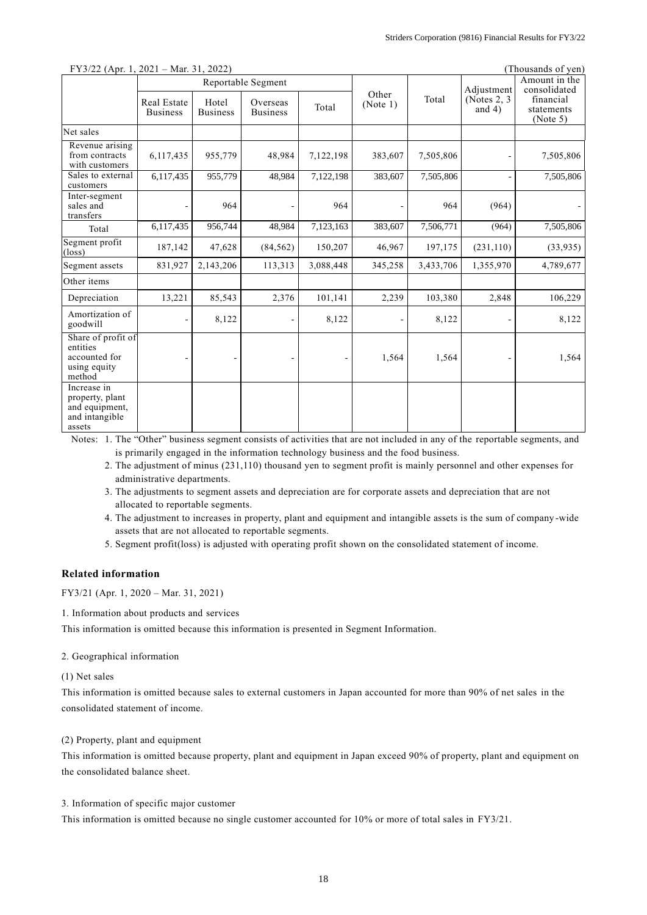FY3/22 (Apr. 1, 2021 – Mar. 31, 2022) (Thousands of yen)

| | Reportable Segment | | | | Other (Note 1) | Total | Adjustment (Notes 2, 3 and 4) | Amount in the consolidated financial statements (Note 5) |
|---|---|---|---|---|---|---|---|---|
| | Real Estate Business | Hotel Business | Overseas Business | Total | | | | |
| Net sales | | | | | | | | |
| Revenue arising from contracts with customers | 6,117,435 | 955,779 | 48,984 | 7,122,198 | 383,607 | 7,505,806 | - | 7,505,806 |
| Sales to external customers | 6,117,435 | 955,779 | 48,984 | 7,122,198 | 383,607 | 7,505,806 | - | 7,505,806 |
| Inter-segment sales and transfers | - | 964 | - | 964 | - | 964 | (964) | - |
| Total | 6,117,435 | 956,744 | 48,984 | 7,123,163 | 383,607 | 7,506,771 | (964) | 7,505,806 |
| Segment profit (loss) | 187,142 | 47,628 | (84,562) | 150,207 | 46,967 | 197,175 | (231,110) | (33,935) |
| Segment assets | 831,927 | 2,143,206 | 113,313 | 3,088,448 | 345,258 | 3,433,706 | 1,355,970 | 4,789,677 |
| Other items | | | | | | | | |
| Depreciation | 13,221 | 85,543 | 2,376 | 101,141 | 2,239 | 103,380 | 2,848 | 106,229 |
| Amortization of goodwill | - | 8,122 | - | 8,122 | - | 8,122 | - | 8,122 |
| Share of profit of entities accounted for using equity method | - | - | - | - | 1,564 | 1,564 | - | 1,564 |
| Increase in property, plant and equipment, and intangible assets | | | | | | | | |

Notes: 1. The "Other" business segment consists of activities that are not included in any of the reportable segments, and is primarily engaged in the information technology business and the food business.

2. The adjustment of minus (231,110) thousand yen to segment profit is mainly personnel and other expenses for administrative departments.

3. The adjustments to segment assets and depreciation are for corporate assets and depreciation that are not allocated to reportable segments.

4. The adjustment to increases in property, plant and equipment and intangible assets is the sum of company-wide assets that are not allocated to reportable segments.

5. Segment profit(loss) is adjusted with operating profit shown on the consolidated statement of income.

### Related information

FY3/21 (Apr. 1, 2020 – Mar. 31, 2021)

1. Information about products and services

This information is omitted because this information is presented in Segment Information.

2. Geographical information

(1) Net sales

This information is omitted because sales to external customers in Japan accounted for more than 90% of net sales in the consolidated statement of income.

(2) Property, plant and equipment

This information is omitted because property, plant and equipment in Japan exceed 90% of property, plant and equipment on the consolidated balance sheet.

3. Information of specific major customer

This information is omitted because no single customer accounted for 10% or more of total sales in FY3/21.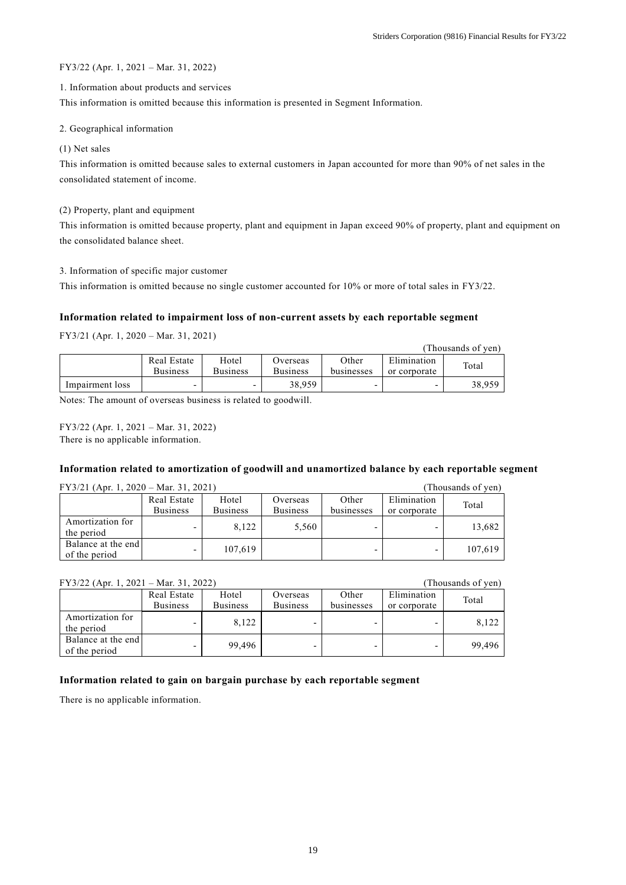FY3/22 (Apr. 1, 2021 – Mar. 31, 2022)

1. Information about products and services

This information is omitted because this information is presented in Segment Information.

2. Geographical information

(1) Net sales

This information is omitted because sales to external customers in Japan accounted for more than 90% of net sales in the consolidated statement of income.

(2) Property, plant and equipment

This information is omitted because property, plant and equipment in Japan exceed 90% of property, plant and equipment on the consolidated balance sheet.

3. Information of specific major customer

This information is omitted because no single customer accounted for 10% or more of total sales in FY3/22.

**Information related to impairment loss of non-current assets by each reportable segment**

FY3/21 (Apr. 1, 2020 – Mar. 31, 2021)

(Thousands of yen)

| | Real Estate Business | Hotel Business | Overseas Business | Other businesses | Elimination or corporate | Total |
|---|---|---|---|---|---|---|
| Impairment loss | - | - | 38,959 | - | - | 38,959 |

Notes: The amount of overseas business is related to goodwill.

FY3/22 (Apr. 1, 2021 – Mar. 31, 2022)

There is no applicable information.

**Information related to amortization of goodwill and unamortized balance by each reportable segment**

FY3/21 (Apr. 1, 2020 – Mar. 31, 2021) (Thousands of yen)

| | Real Estate Business | Hotel Business | Overseas Business | Other businesses | Elimination or corporate | Total |
|---|---|---|---|---|---|---|
| Amortization for the period | - | 8,122 | 5,560 | - | - | 13,682 |
| Balance at the end of the period | - | 107,619 | | - | - | 107,619 |

FY3/22 (Apr. 1, 2021 – Mar. 31, 2022) (Thousands of yen)

| | Real Estate Business | Hotel Business | Overseas Business | Other businesses | Elimination or corporate | Total |
|---|---|---|---|---|---|---|
| Amortization for the period | - | 8,122 | - | - | - | 8,122 |
| Balance at the end of the period | - | 99,496 | - | - | - | 99,496 |

**Information related to gain on bargain purchase by each reportable segment**

There is no applicable information.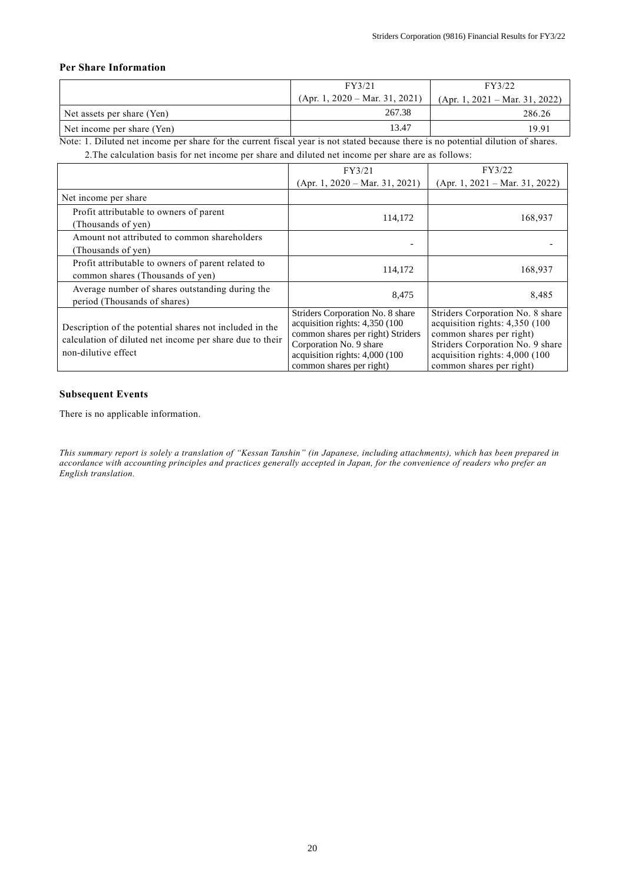### Per Share Information

| | FY3/21 (Apr. 1, 2020 – Mar. 31, 2021) | FY3/22 (Apr. 1, 2021 – Mar. 31, 2022) |
|---|---|---|
| Net assets per share (Yen) | 267.38 | 286.26 |
| Net income per share (Yen) | 13.47 | 19.91 |

Note: 1. Diluted net income per share for the current fiscal year is not stated because there is no potential dilution of shares.

2.The calculation basis for net income per share and diluted net income per share are as follows:

| | FY3/21 (Apr. 1, 2020 – Mar. 31, 2021) | FY3/22 (Apr. 1, 2021 – Mar. 31, 2022) |
|---|---|---|
| Net income per share | | |
| Profit attributable to owners of parent (Thousands of yen) | 114,172 | 168,937 |
| Amount not attributed to common shareholders (Thousands of yen) | - | - |
| Profit attributable to owners of parent related to common shares (Thousands of yen) | 114,172 | 168,937 |
| Average number of shares outstanding during the period (Thousands of shares) | 8,475 | 8,485 |
| Description of the potential shares not included in the calculation of diluted net income per share due to their non-dilutive effect | Striders Corporation No. 8 share acquisition rights: 4,350 (100 common shares per right) Striders Corporation No. 9 share acquisition rights: 4,000 (100 common shares per right) | Striders Corporation No. 8 share acquisition rights: 4,350 (100 common shares per right) Striders Corporation No. 9 share acquisition rights: 4,000 (100 common shares per right) |

### Subsequent Events

There is no applicable information.

*This summary report is solely a translation of "Kessan Tanshin" (in Japanese, including attachments), which has been prepared in accordance with accounting principles and practices generally accepted in Japan, for the convenience of readers who prefer an English translation.*